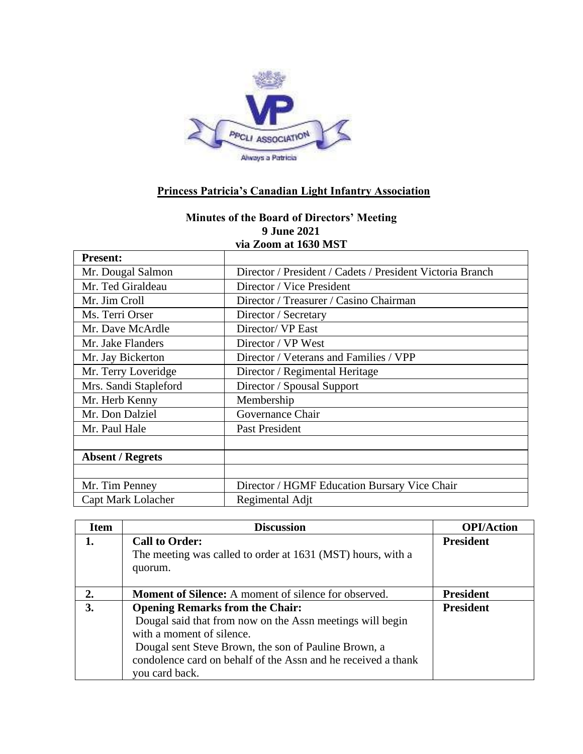**Princess Patricia's Canadian Light Infantry Association**

**Minutes of the Board of Directors' Meeting**
**9 June 2021**
**via Zoom at 1630 MST**

| **Present:** | |
|---|---|
| Mr. Dougal Salmon | Director / President / Cadets / President Victoria Branch |
| Mr. Ted Giraldeau | Director / Vice President |
| Mr. Jim Croll | Director / Treasurer / Casino Chairman |
| Ms. Terri Orser | Director / Secretary |
| Mr. Dave McArdle | Director/ VP East |
| Mr. Jake Flanders | Director / VP West |
| Mr. Jay Bickerton | Director / Veterans and Families / VPP |
| Mr. Terry Loveridge | Director / Regimental Heritage |
| Mrs. Sandi Stapleford | Director / Spousal Support |
| Mr. Herb Kenny | Membership |
| Mr. Don Dalziel | Governance Chair |
| Mr. Paul Hale | Past President |
| | |
| **Absent / Regrets** | |
| | |
| Mr. Tim Penney | Director / HGMF Education Bursary Vice Chair |
| Capt Mark Lolacher | Regimental Adjt |

| Item | Discussion | OPI/Action |
|---|---|---|
| **1.** | **Call to Order:** The meeting was called to order at 1631 (MST) hours, with a quorum. | **President** |
| **2.** | **Moment of Silence:** A moment of silence for observed. | **President** |
| **3.** | **Opening Remarks from the Chair:** Dougal said that from now on the Assn meetings will begin with a moment of silence. Dougal sent Steve Brown, the son of Pauline Brown, a condolence card on behalf of the Assn and he received a thank you card back. | **President** |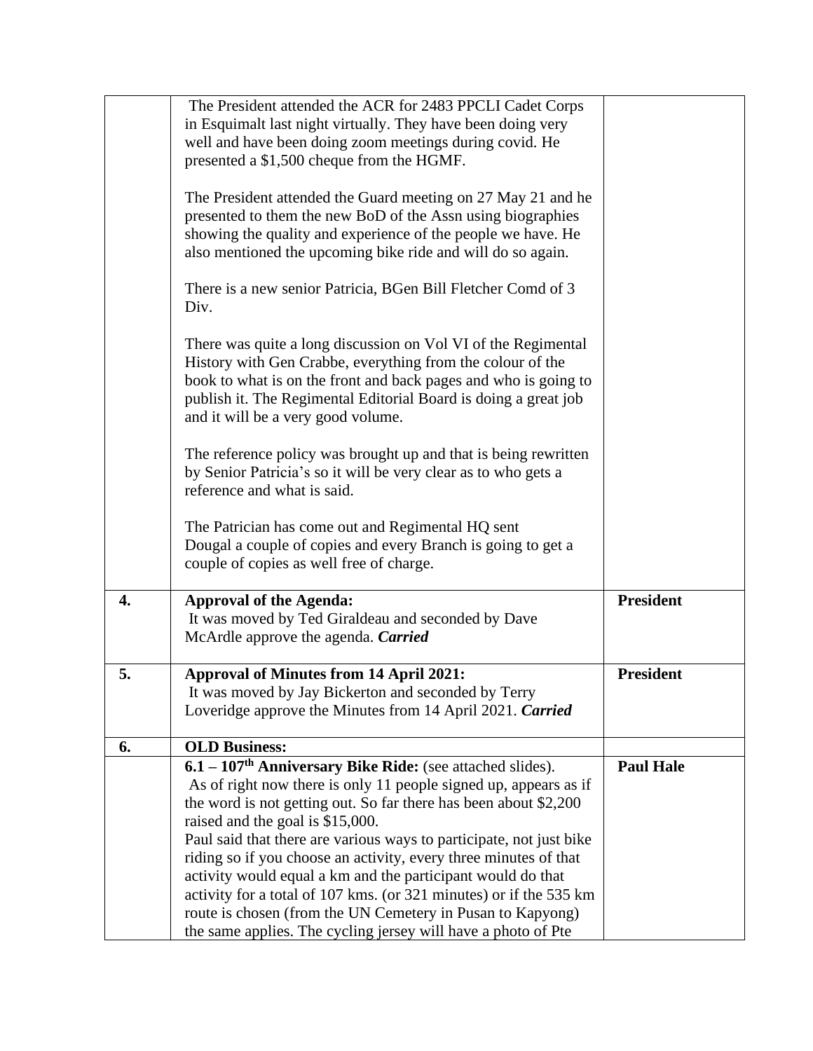| | | |
|---|---|---|
| | The President attended the ACR for 2483 PPCLI Cadet Corps in Esquimalt last night virtually. They have been doing very well and have been doing zoom meetings during covid. He presented a $1,500 cheque from the HGMF.<br><br>The President attended the Guard meeting on 27 May 21 and he presented to them the new BoD of the Assn using biographies showing the quality and experience of the people we have. He also mentioned the upcoming bike ride and will do so again.<br><br>There is a new senior Patricia, BGen Bill Fletcher Comd of 3 Div.<br><br>There was quite a long discussion on Vol VI of the Regimental History with Gen Crabbe, everything from the colour of the book to what is on the front and back pages and who is going to publish it. The Regimental Editorial Board is doing a great job and it will be a very good volume.<br><br>The reference policy was brought up and that is being rewritten by Senior Patricia's so it will be very clear as to who gets a reference and what is said.<br><br>The Patrician has come out and Regimental HQ sent Dougal a couple of copies and every Branch is going to get a couple of copies as well free of charge. | |
| **4.** | **Approval of the Agenda:**<br>It was moved by Ted Giraldeau and seconded by Dave McArdle approve the agenda. ***Carried*** | **President** |
| **5.** | **Approval of Minutes from 14 April 2021:**<br>It was moved by Jay Bickerton and seconded by Terry Loveridge approve the Minutes from 14 April 2021. ***Carried*** | **President** |
| **6.** | **OLD Business:** | |
| | **6.1 – 107th Anniversary Bike Ride:** (see attached slides).<br>As of right now there is only 11 people signed up, appears as if the word is not getting out. So far there has been about $2,200 raised and the goal is $15,000.<br>Paul said that there are various ways to participate, not just bike riding so if you choose an activity, every three minutes of that activity would equal a km and the participant would do that activity for a total of 107 kms. (or 321 minutes) or if the 535 km route is chosen (from the UN Cemetery in Pusan to Kapyong) the same applies. The cycling jersey will have a photo of Pte | **Paul Hale** |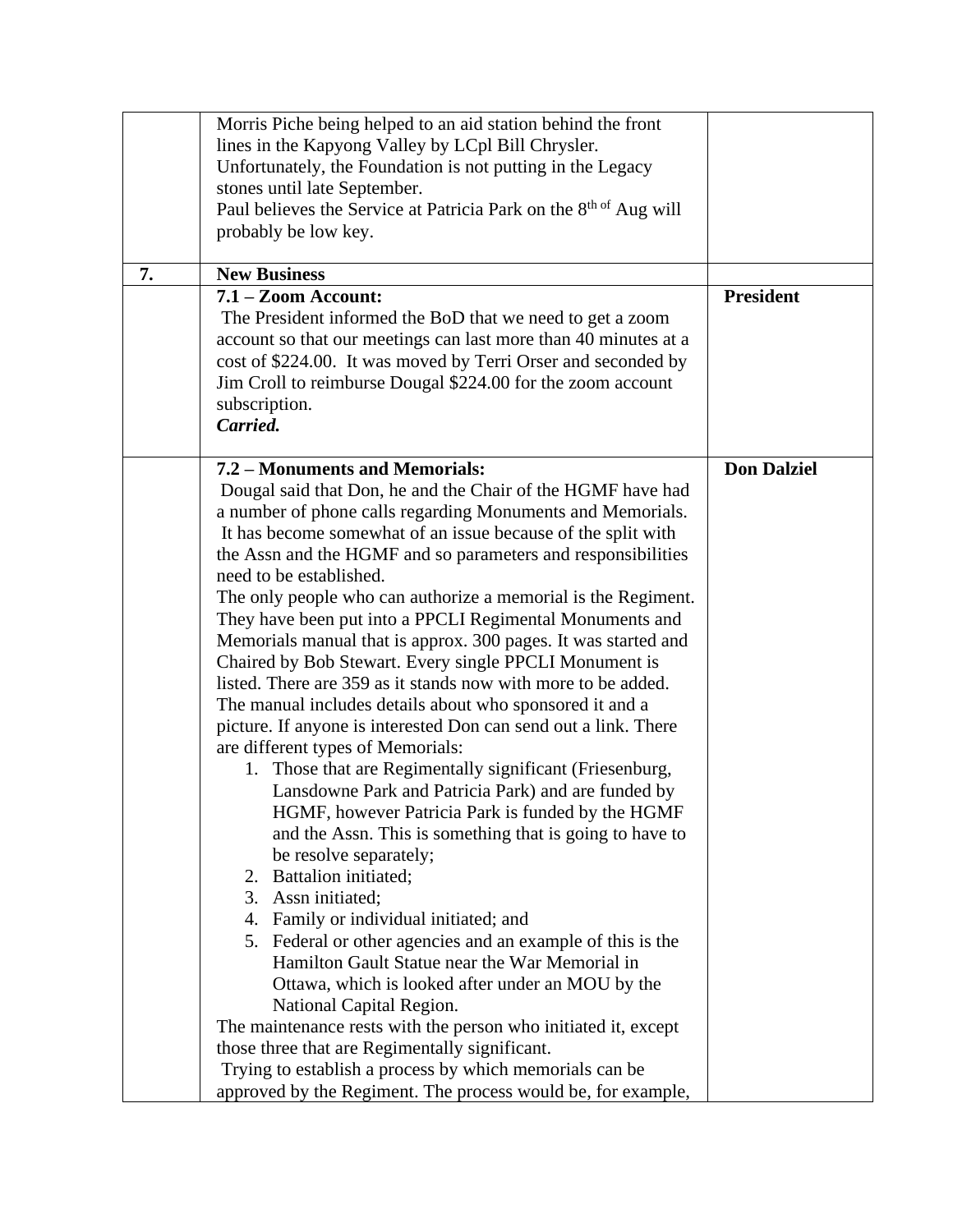|  |  |  |
|---|---|---|
|  | Morris Piche being helped to an aid station behind the front lines in the Kapyong Valley by LCpl Bill Chrysler.<br>Unfortunately, the Foundation is not putting in the Legacy stones until late September.<br>Paul believes the Service at Patricia Park on the 8th of Aug will probably be low key. |  |
| **7.** | **New Business** |  |
|  | **7.1 – Zoom Account:**<br>The President informed the BoD that we need to get a zoom account so that our meetings can last more than 40 minutes at a cost of $224.00. It was moved by Terri Orser and seconded by Jim Croll to reimburse Dougal $224.00 for the zoom account subscription.<br>***Carried.*** | **President** |
|  | **7.2 – Monuments and Memorials:**<br>Dougal said that Don, he and the Chair of the HGMF have had a number of phone calls regarding Monuments and Memorials. It has become somewhat of an issue because of the split with the Assn and the HGMF and so parameters and responsibilities need to be established.<br>The only people who can authorize a memorial is the Regiment. They have been put into a PPCLI Regimental Monuments and Memorials manual that is approx. 300 pages. It was started and Chaired by Bob Stewart. Every single PPCLI Monument is listed. There are 359 as it stands now with more to be added. The manual includes details about who sponsored it and a picture. If anyone is interested Don can send out a link. There are different types of Memorials:<br>1. Those that are Regimentally significant (Friesenburg, Lansdowne Park and Patricia Park) and are funded by HGMF, however Patricia Park is funded by the HGMF and the Assn. This is something that is going to have to be resolve separately;<br>2. Battalion initiated;<br>3. Assn initiated;<br>4. Family or individual initiated; and<br>5. Federal or other agencies and an example of this is the Hamilton Gault Statue near the War Memorial in Ottawa, which is looked after under an MOU by the National Capital Region.<br>The maintenance rests with the person who initiated it, except those three that are Regimentally significant.<br>Trying to establish a process by which memorials can be approved by the Regiment. The process would be, for example, | **Don Dalziel** |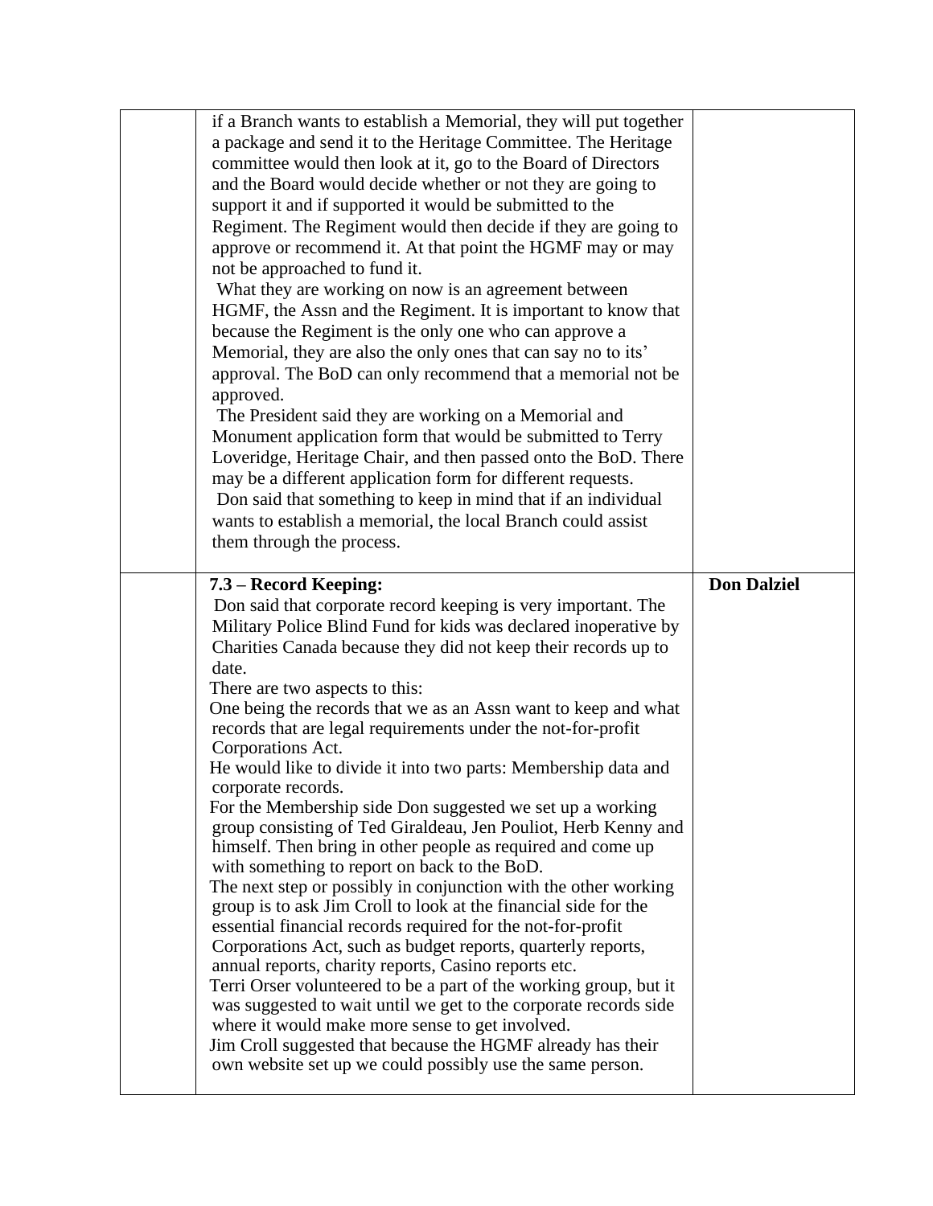| | | |
|---|---|---|
| | if a Branch wants to establish a Memorial, they will put together a package and send it to the Heritage Committee. The Heritage committee would then look at it, go to the Board of Directors and the Board would decide whether or not they are going to support it and if supported it would be submitted to the Regiment. The Regiment would then decide if they are going to approve or recommend it. At that point the HGMF may or may not be approached to fund it.<br>What they are working on now is an agreement between HGMF, the Assn and the Regiment. It is important to know that because the Regiment is the only one who can approve a Memorial, they are also the only ones that can say no to its' approval. The BoD can only recommend that a memorial not be approved.<br>The President said they are working on a Memorial and Monument application form that would be submitted to Terry Loveridge, Heritage Chair, and then passed onto the BoD. There may be a different application form for different requests.<br>Don said that something to keep in mind that if an individual wants to establish a memorial, the local Branch could assist them through the process. | |
| | **7.3 – Record Keeping:**<br>Don said that corporate record keeping is very important. The Military Police Blind Fund for kids was declared inoperative by Charities Canada because they did not keep their records up to date.<br>There are two aspects to this:<br>One being the records that we as an Assn want to keep and what records that are legal requirements under the not-for-profit Corporations Act.<br>He would like to divide it into two parts: Membership data and corporate records.<br>For the Membership side Don suggested we set up a working group consisting of Ted Giraldeau, Jen Pouliot, Herb Kenny and himself. Then bring in other people as required and come up with something to report on back to the BoD.<br>The next step or possibly in conjunction with the other working group is to ask Jim Croll to look at the financial side for the essential financial records required for the not-for-profit Corporations Act, such as budget reports, quarterly reports, annual reports, charity reports, Casino reports etc.<br>Terri Orser volunteered to be a part of the working group, but it was suggested to wait until we get to the corporate records side where it would make more sense to get involved.<br>Jim Croll suggested that because the HGMF already has their own website set up we could possibly use the same person. | **Don Dalziel** |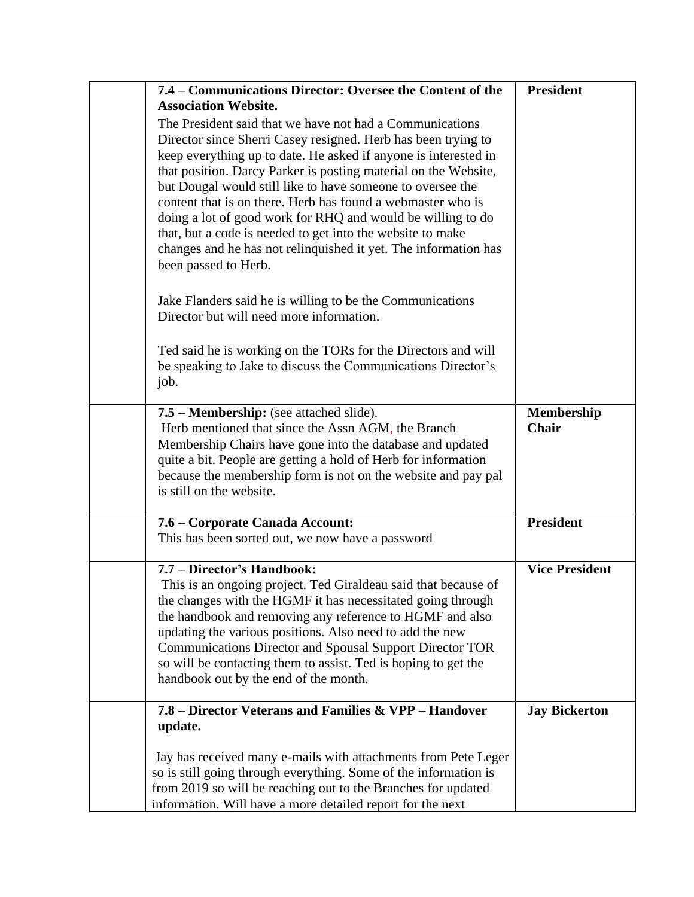| | | |
|---|---|---|
| | **7.4 – Communications Director: Oversee the Content of the Association Website.**<br>The President said that we have not had a Communications Director since Sherri Casey resigned. Herb has been trying to keep everything up to date. He asked if anyone is interested in that position. Darcy Parker is posting material on the Website, but Dougal would still like to have someone to oversee the content that is on there. Herb has found a webmaster who is doing a lot of good work for RHQ and would be willing to do that, but a code is needed to get into the website to make changes and he has not relinquished it yet. The information has been passed to Herb.<br><br>Jake Flanders said he is willing to be the Communications Director but will need more information.<br><br>Ted said he is working on the TORs for the Directors and will be speaking to Jake to discuss the Communications Director's job. | **President** |
| | **7.5 – Membership:** (see attached slide).<br>Herb mentioned that since the Assn AGM, the Branch Membership Chairs have gone into the database and updated quite a bit. People are getting a hold of Herb for information because the membership form is not on the website and pay pal is still on the website. | **Membership Chair** |
| | **7.6 – Corporate Canada Account:**<br>This has been sorted out, we now have a password | **President** |
| | **7.7 – Director's Handbook:**<br>This is an ongoing project. Ted Giraldeau said that because of the changes with the HGMF it has necessitated going through the handbook and removing any reference to HGMF and also updating the various positions. Also need to add the new Communications Director and Spousal Support Director TOR so will be contacting them to assist. Ted is hoping to get the handbook out by the end of the month. | **Vice President** |
| | **7.8 – Director Veterans and Families & VPP – Handover update.**<br><br>Jay has received many e-mails with attachments from Pete Leger so is still going through everything. Some of the information is from 2019 so will be reaching out to the Branches for updated information. Will have a more detailed report for the next | **Jay Bickerton** |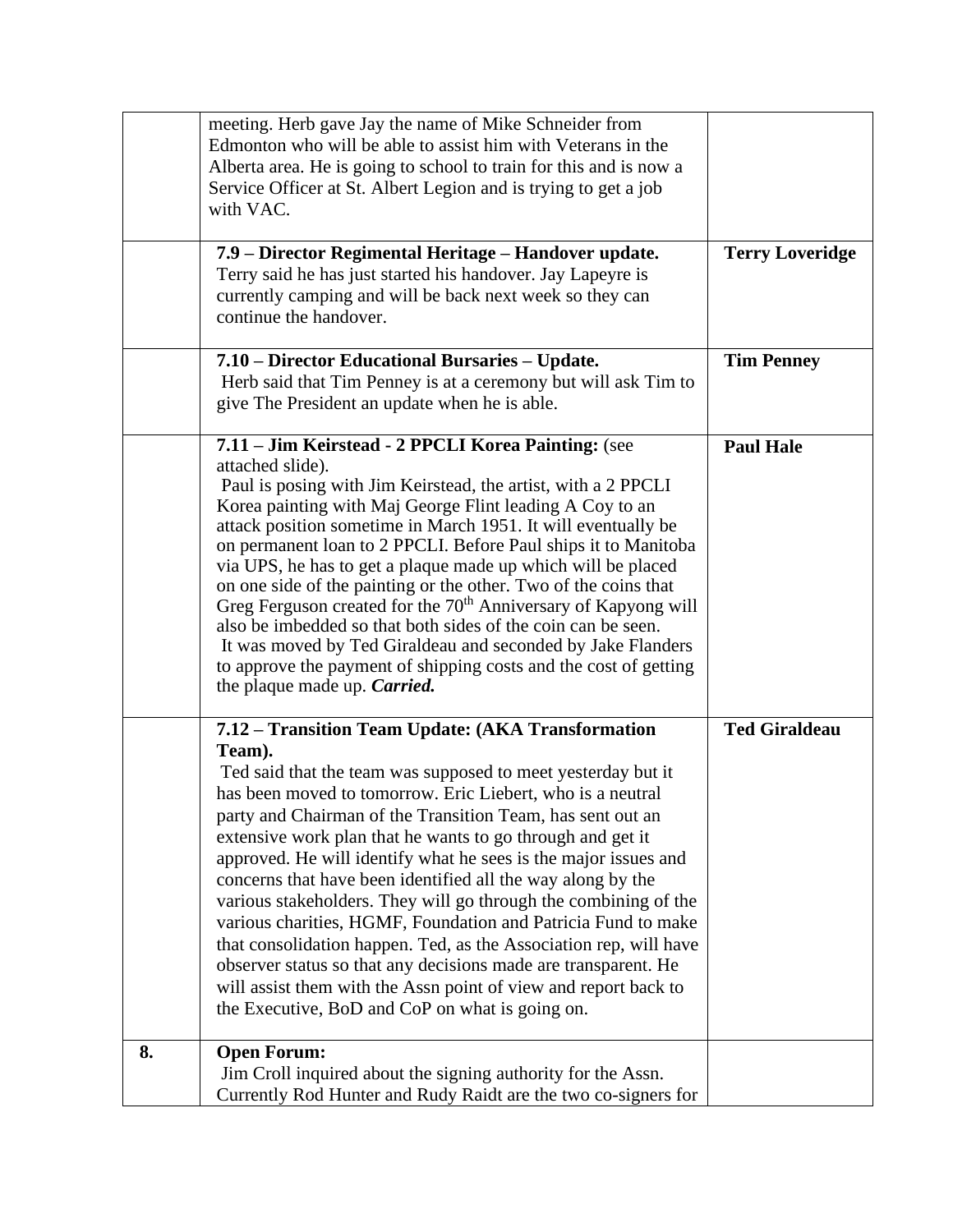| | | |
|---|---|---|
| | meeting. Herb gave Jay the name of Mike Schneider from Edmonton who will be able to assist him with Veterans in the Alberta area. He is going to school to train for this and is now a Service Officer at St. Albert Legion and is trying to get a job with VAC. | |
| | **7.9 – Director Regimental Heritage – Handover update.** Terry said he has just started his handover. Jay Lapeyre is currently camping and will be back next week so they can continue the handover. | **Terry Loveridge** |
| | **7.10 – Director Educational Bursaries – Update.** Herb said that Tim Penney is at a ceremony but will ask Tim to give The President an update when he is able. | **Tim Penney** |
| | **7.11 – Jim Keirstead - 2 PPCLI Korea Painting:** (see attached slide). Paul is posing with Jim Keirstead, the artist, with a 2 PPCLI Korea painting with Maj George Flint leading A Coy to an attack position sometime in March 1951. It will eventually be on permanent loan to 2 PPCLI. Before Paul ships it to Manitoba via UPS, he has to get a plaque made up which will be placed on one side of the painting or the other. Two of the coins that Greg Ferguson created for the 70th Anniversary of Kapyong will also be imbedded so that both sides of the coin can be seen. It was moved by Ted Giraldeau and seconded by Jake Flanders to approve the payment of shipping costs and the cost of getting the plaque made up. ***Carried.*** | **Paul Hale** |
| | **7.12 – Transition Team Update: (AKA Transformation Team).** Ted said that the team was supposed to meet yesterday but it has been moved to tomorrow. Eric Liebert, who is a neutral party and Chairman of the Transition Team, has sent out an extensive work plan that he wants to go through and get it approved. He will identify what he sees is the major issues and concerns that have been identified all the way along by the various stakeholders. They will go through the combining of the various charities, HGMF, Foundation and Patricia Fund to make that consolidation happen. Ted, as the Association rep, will have observer status so that any decisions made are transparent. He will assist them with the Assn point of view and report back to the Executive, BoD and CoP on what is going on. | **Ted Giraldeau** |
| **8.** | **Open Forum:** Jim Croll inquired about the signing authority for the Assn. Currently Rod Hunter and Rudy Raidt are the two co-signers for | |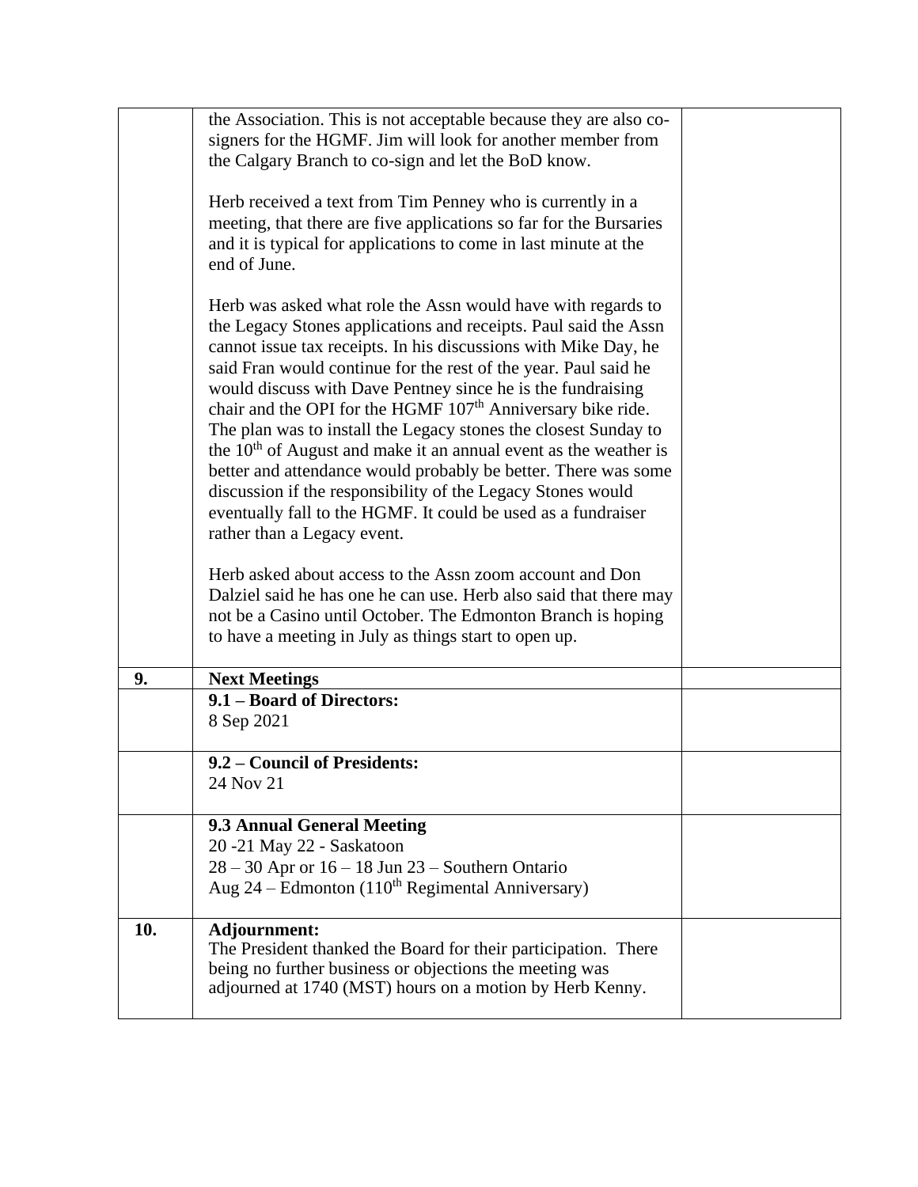| | | |
|---|---|---|
| | the Association. This is not acceptable because they are also co-signers for the HGMF. Jim will look for another member from the Calgary Branch to co-sign and let the BoD know.<br><br>Herb received a text from Tim Penney who is currently in a meeting, that there are five applications so far for the Bursaries and it is typical for applications to come in last minute at the end of June.<br><br>Herb was asked what role the Assn would have with regards to the Legacy Stones applications and receipts. Paul said the Assn cannot issue tax receipts. In his discussions with Mike Day, he said Fran would continue for the rest of the year. Paul said he would discuss with Dave Pentney since he is the fundraising chair and the OPI for the HGMF 107th Anniversary bike ride. The plan was to install the Legacy stones the closest Sunday to the 10th of August and make it an annual event as the weather is better and attendance would probably be better. There was some discussion if the responsibility of the Legacy Stones would eventually fall to the HGMF. It could be used as a fundraiser rather than a Legacy event.<br><br>Herb asked about access to the Assn zoom account and Don Dalziel said he has one he can use. Herb also said that there may not be a Casino until October. The Edmonton Branch is hoping to have a meeting in July as things start to open up. | |
| **9.** | **Next Meetings** | |
| | **9.1 – Board of Directors:**<br>8 Sep 2021 | |
| | **9.2 – Council of Presidents:**<br>24 Nov 21 | |
| | **9.3 Annual General Meeting**<br>20 -21 May 22 - Saskatoon<br>28 – 30 Apr or 16 – 18 Jun 23 – Southern Ontario<br>Aug 24 – Edmonton (110th Regimental Anniversary) | |
| **10.** | **Adjournment:**<br>The President thanked the Board for their participation. There being no further business or objections the meeting was adjourned at 1740 (MST) hours on a motion by Herb Kenny. | |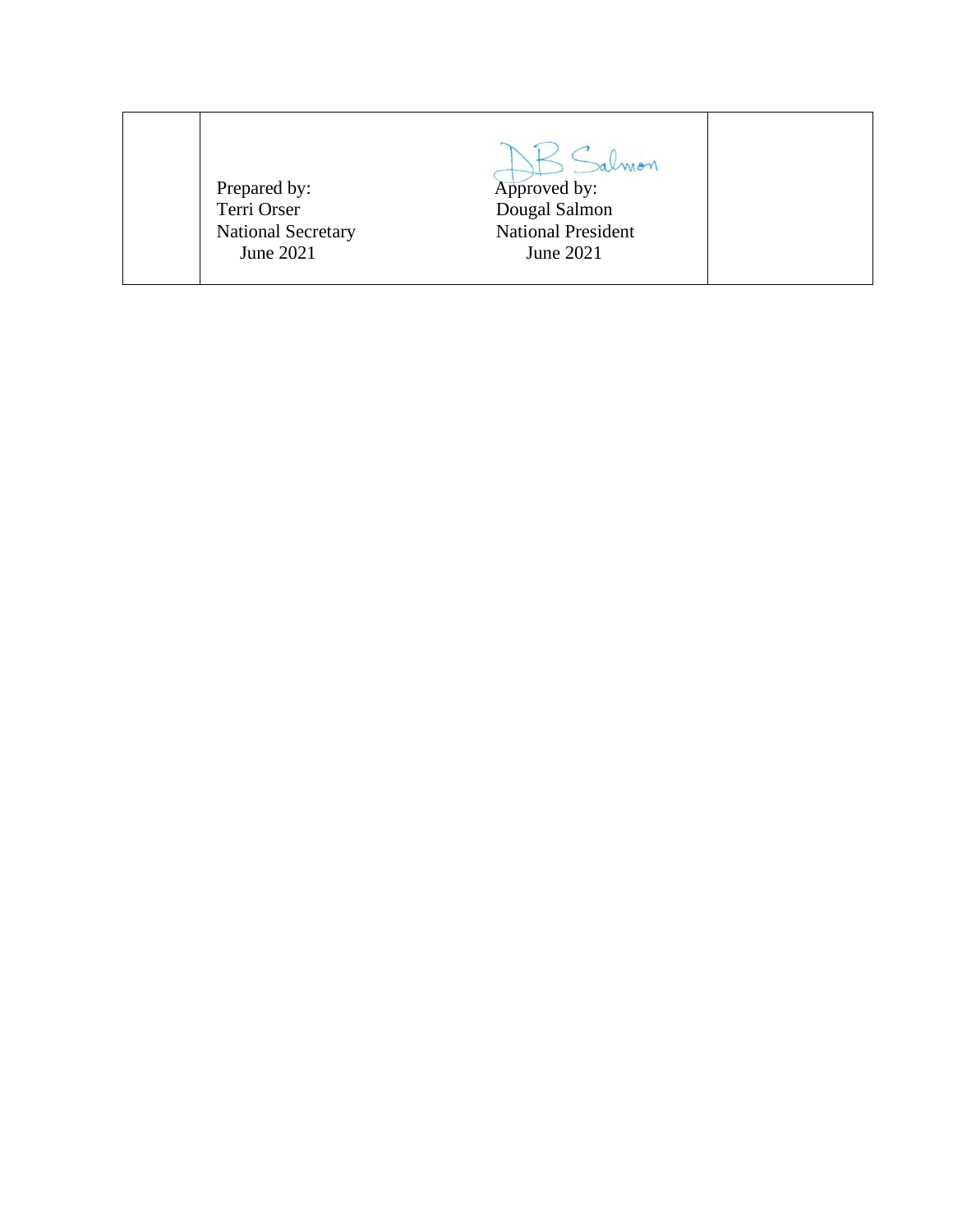| | | | |
|---|---|---|---|
| | Prepared by:<br>Terri Orser<br>National Secretary<br>June 2021 | DB Salmon<br>Approved by:<br>Dougal Salmon<br>National President<br>June 2021 | |